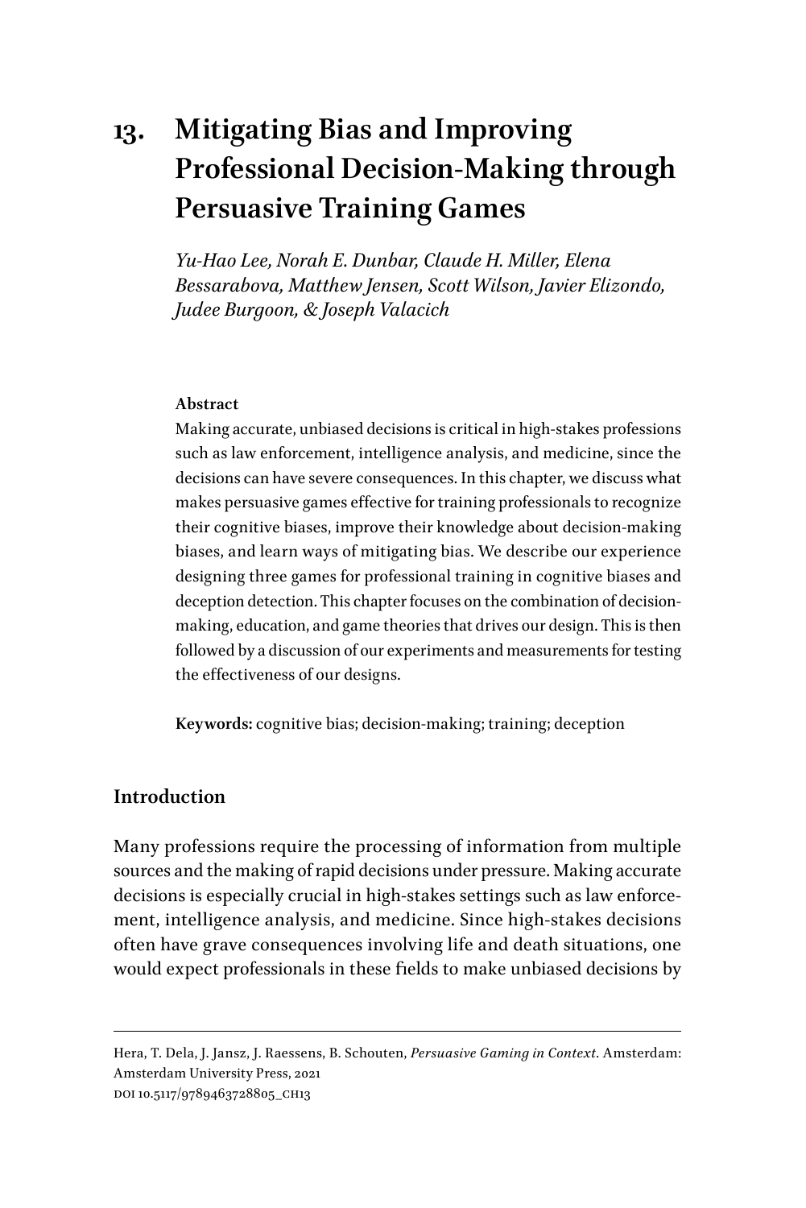# 13. Mitigating Bias and Improving Professional Decision-Making through Persuasive Training Games

*Yu-Hao Lee, Norah E. Dunbar, Claude H. Miller, Elena Bessarabova, Matthew Jensen, Scott Wilson, Javier Elizondo, Judee Burgoon, & Joseph Valacich*

**Abstract**

Making accurate, unbiased decisions is critical in high-stakes professions such as law enforcement, intelligence analysis, and medicine, since the decisions can have severe consequences. In this chapter, we discuss what makes persuasive games effective for training professionals to recognize their cognitive biases, improve their knowledge about decision-making biases, and learn ways of mitigating bias. We describe our experience designing three games for professional training in cognitive biases and deception detection. This chapter focuses on the combination of decision-making, education, and game theories that drives our design. This is then followed by a discussion of our experiments and measurements for testing the effectiveness of our designs.

**Keywords:** cognitive bias; decision-making; training; deception

## Introduction

Many professions require the processing of information from multiple sources and the making of rapid decisions under pressure. Making accurate decisions is especially crucial in high-stakes settings such as law enforcement, intelligence analysis, and medicine. Since high-stakes decisions often have grave consequences involving life and death situations, one would expect professionals in these fields to make unbiased decisions by

---

Hera, T. Dela, J. Jansz, J. Raessens, B. Schouten, *Persuasive Gaming in Context*. Amsterdam: Amsterdam University Press, 2021
DOI 10.5117/9789463728805_CH13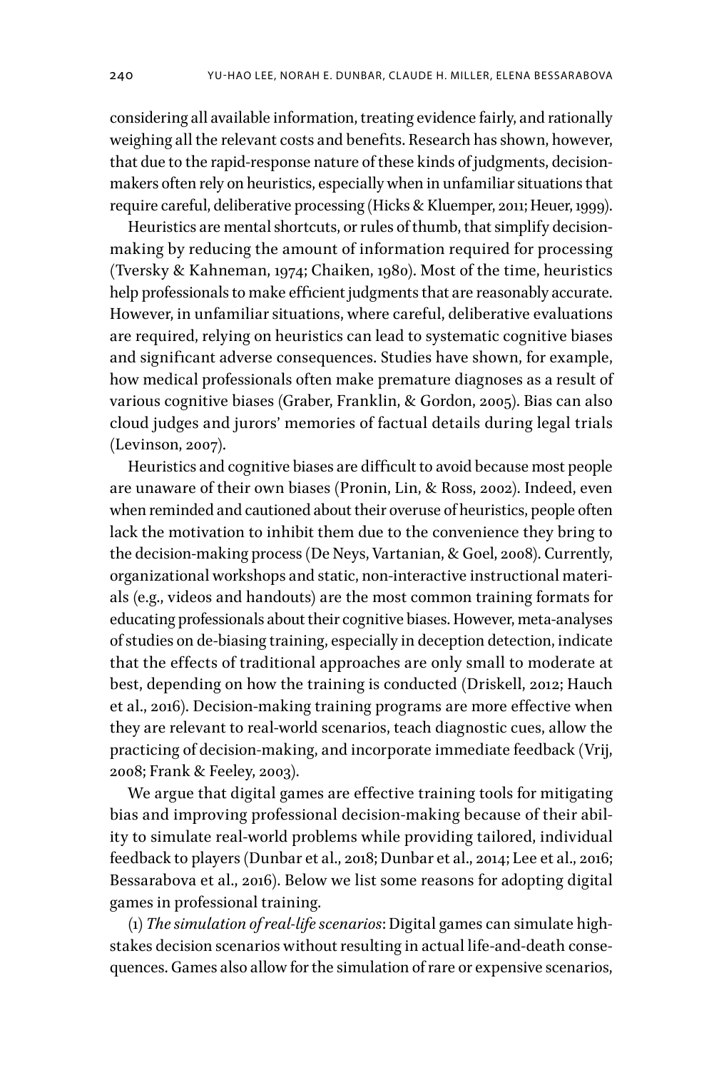considering all available information, treating evidence fairly, and rationally weighing all the relevant costs and benefits. Research has shown, however, that due to the rapid-response nature of these kinds of judgments, decision-makers often rely on heuristics, especially when in unfamiliar situations that require careful, deliberative processing (Hicks & Kluemper, 2011; Heuer, 1999).

Heuristics are mental shortcuts, or rules of thumb, that simplify decision-making by reducing the amount of information required for processing (Tversky & Kahneman, 1974; Chaiken, 1980). Most of the time, heuristics help professionals to make efficient judgments that are reasonably accurate. However, in unfamiliar situations, where careful, deliberative evaluations are required, relying on heuristics can lead to systematic cognitive biases and significant adverse consequences. Studies have shown, for example, how medical professionals often make premature diagnoses as a result of various cognitive biases (Graber, Franklin, & Gordon, 2005). Bias can also cloud judges and jurors' memories of factual details during legal trials (Levinson, 2007).

Heuristics and cognitive biases are difficult to avoid because most people are unaware of their own biases (Pronin, Lin, & Ross, 2002). Indeed, even when reminded and cautioned about their overuse of heuristics, people often lack the motivation to inhibit them due to the convenience they bring to the decision-making process (De Neys, Vartanian, & Goel, 2008). Currently, organizational workshops and static, non-interactive instructional materials (e.g., videos and handouts) are the most common training formats for educating professionals about their cognitive biases. However, meta-analyses of studies on de-biasing training, especially in deception detection, indicate that the effects of traditional approaches are only small to moderate at best, depending on how the training is conducted (Driskell, 2012; Hauch et al., 2016). Decision-making training programs are more effective when they are relevant to real-world scenarios, teach diagnostic cues, allow the practicing of decision-making, and incorporate immediate feedback (Vrij, 2008; Frank & Feeley, 2003).

We argue that digital games are effective training tools for mitigating bias and improving professional decision-making because of their ability to simulate real-world problems while providing tailored, individual feedback to players (Dunbar et al., 2018; Dunbar et al., 2014; Lee et al., 2016; Bessarabova et al., 2016). Below we list some reasons for adopting digital games in professional training.

(1) *The simulation of real-life scenarios*: Digital games can simulate high-stakes decision scenarios without resulting in actual life-and-death consequences. Games also allow for the simulation of rare or expensive scenarios,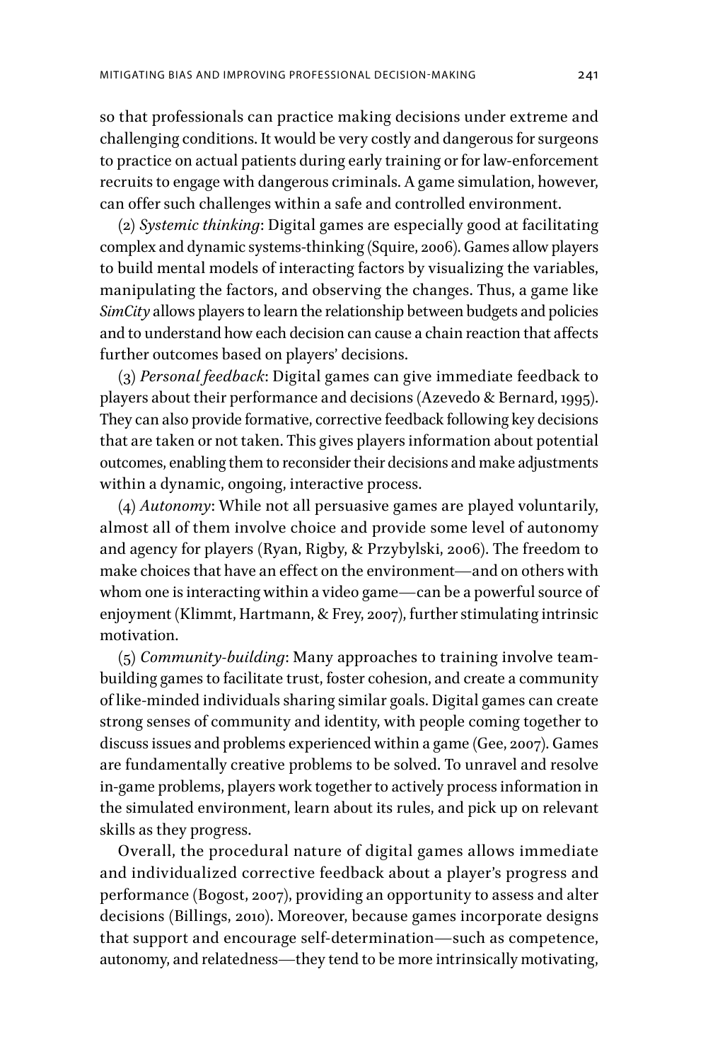so that professionals can practice making decisions under extreme and challenging conditions. It would be very costly and dangerous for surgeons to practice on actual patients during early training or for law-enforcement recruits to engage with dangerous criminals. A game simulation, however, can offer such challenges within a safe and controlled environment.

(2) *Systemic thinking*: Digital games are especially good at facilitating complex and dynamic systems-thinking (Squire, 2006). Games allow players to build mental models of interacting factors by visualizing the variables, manipulating the factors, and observing the changes. Thus, a game like *SimCity* allows players to learn the relationship between budgets and policies and to understand how each decision can cause a chain reaction that affects further outcomes based on players' decisions.

(3) *Personal feedback*: Digital games can give immediate feedback to players about their performance and decisions (Azevedo & Bernard, 1995). They can also provide formative, corrective feedback following key decisions that are taken or not taken. This gives players information about potential outcomes, enabling them to reconsider their decisions and make adjustments within a dynamic, ongoing, interactive process.

(4) *Autonomy*: While not all persuasive games are played voluntarily, almost all of them involve choice and provide some level of autonomy and agency for players (Ryan, Rigby, & Przybylski, 2006). The freedom to make choices that have an effect on the environment—and on others with whom one is interacting within a video game—can be a powerful source of enjoyment (Klimmt, Hartmann, & Frey, 2007), further stimulating intrinsic motivation.

(5) *Community-building*: Many approaches to training involve team-building games to facilitate trust, foster cohesion, and create a community of like-minded individuals sharing similar goals. Digital games can create strong senses of community and identity, with people coming together to discuss issues and problems experienced within a game (Gee, 2007). Games are fundamentally creative problems to be solved. To unravel and resolve in-game problems, players work together to actively process information in the simulated environment, learn about its rules, and pick up on relevant skills as they progress.

Overall, the procedural nature of digital games allows immediate and individualized corrective feedback about a player's progress and performance (Bogost, 2007), providing an opportunity to assess and alter decisions (Billings, 2010). Moreover, because games incorporate designs that support and encourage self-determination—such as competence, autonomy, and relatedness—they tend to be more intrinsically motivating,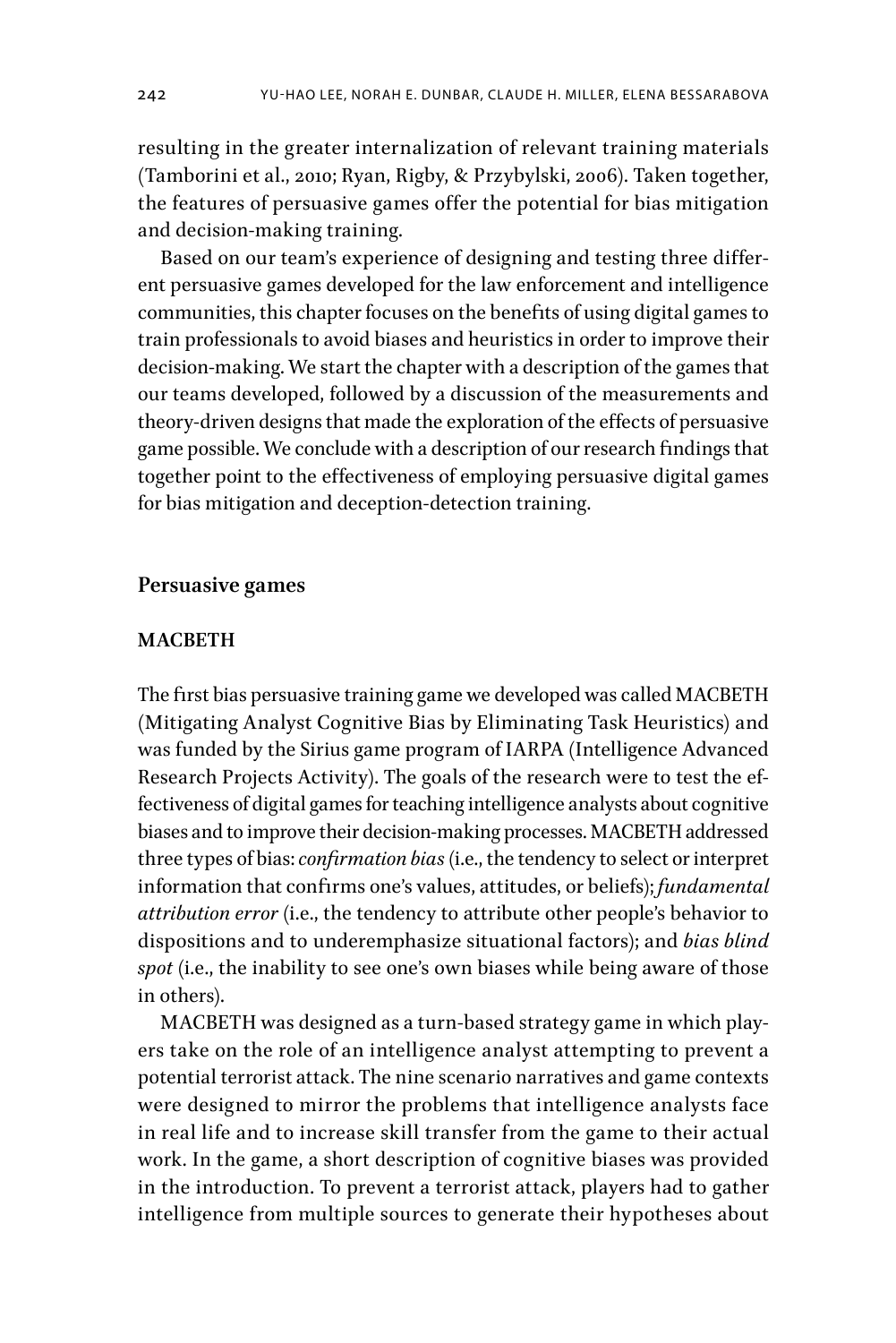resulting in the greater internalization of relevant training materials (Tamborini et al., 2010; Ryan, Rigby, & Przybylski, 2006). Taken together, the features of persuasive games offer the potential for bias mitigation and decision-making training.

Based on our team's experience of designing and testing three different persuasive games developed for the law enforcement and intelligence communities, this chapter focuses on the benefits of using digital games to train professionals to avoid biases and heuristics in order to improve their decision-making. We start the chapter with a description of the games that our teams developed, followed by a discussion of the measurements and theory-driven designs that made the exploration of the effects of persuasive game possible. We conclude with a description of our research findings that together point to the effectiveness of employing persuasive digital games for bias mitigation and deception-detection training.

## Persuasive games

### MACBETH

The first bias persuasive training game we developed was called MACBETH (Mitigating Analyst Cognitive Bias by Eliminating Task Heuristics) and was funded by the Sirius game program of IARPA (Intelligence Advanced Research Projects Activity). The goals of the research were to test the effectiveness of digital games for teaching intelligence analysts about cognitive biases and to improve their decision-making processes. MACBETH addressed three types of bias: *confirmation bias* (i.e., the tendency to select or interpret information that confirms one's values, attitudes, or beliefs); *fundamental attribution error* (i.e., the tendency to attribute other people's behavior to dispositions and to underemphasize situational factors); and *bias blind spot* (i.e., the inability to see one's own biases while being aware of those in others).

MACBETH was designed as a turn-based strategy game in which players take on the role of an intelligence analyst attempting to prevent a potential terrorist attack. The nine scenario narratives and game contexts were designed to mirror the problems that intelligence analysts face in real life and to increase skill transfer from the game to their actual work. In the game, a short description of cognitive biases was provided in the introduction. To prevent a terrorist attack, players had to gather intelligence from multiple sources to generate their hypotheses about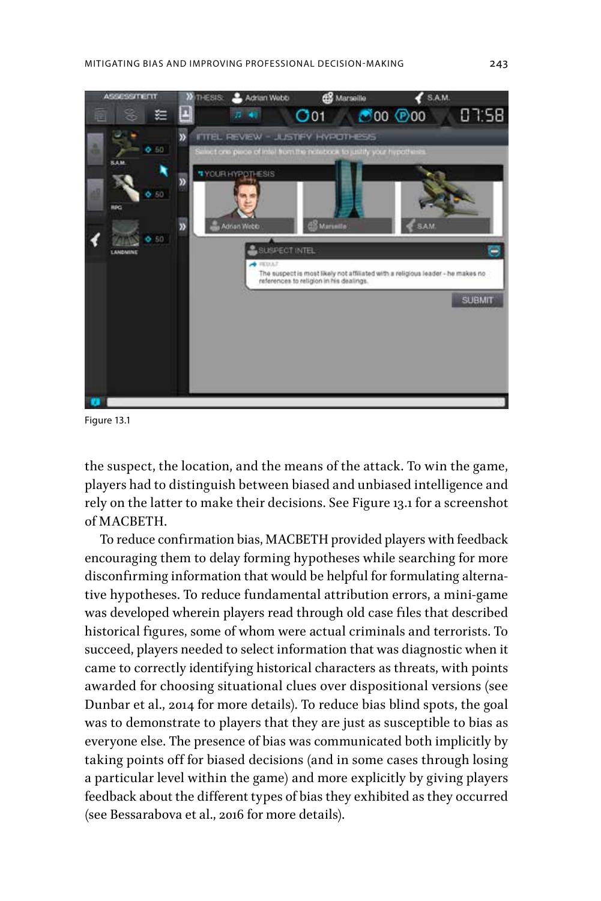Figure 13.1

the suspect, the location, and the means of the attack. To win the game, players had to distinguish between biased and unbiased intelligence and rely on the latter to make their decisions. See Figure 13.1 for a screenshot of MACBETH.

To reduce confirmation bias, MACBETH provided players with feedback encouraging them to delay forming hypotheses while searching for more disconfirming information that would be helpful for formulating alternative hypotheses. To reduce fundamental attribution errors, a mini-game was developed wherein players read through old case files that described historical figures, some of whom were actual criminals and terrorists. To succeed, players needed to select information that was diagnostic when it came to correctly identifying historical characters as threats, with points awarded for choosing situational clues over dispositional versions (see Dunbar et al., 2014 for more details). To reduce bias blind spots, the goal was to demonstrate to players that they are just as susceptible to bias as everyone else. The presence of bias was communicated both implicitly by taking points off for biased decisions (and in some cases through losing a particular level within the game) and more explicitly by giving players feedback about the different types of bias they exhibited as they occurred (see Bessarabova et al., 2016 for more details).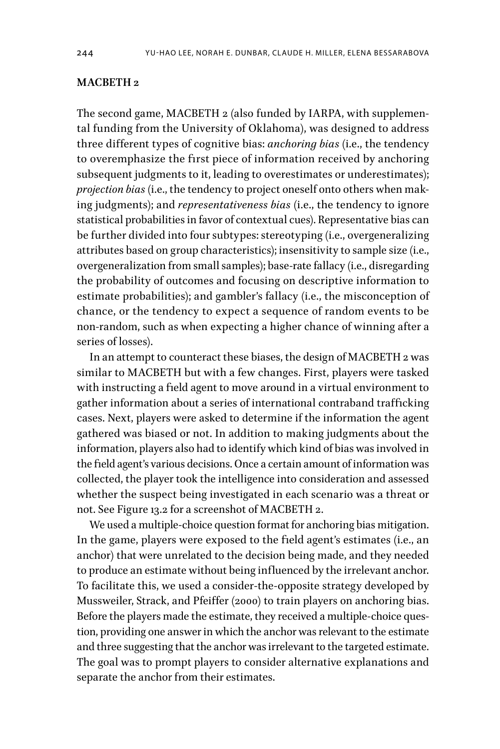## MACBETH 2

The second game, MACBETH 2 (also funded by IARPA, with supplemental funding from the University of Oklahoma), was designed to address three different types of cognitive bias: *anchoring bias* (i.e., the tendency to overemphasize the first piece of information received by anchoring subsequent judgments to it, leading to overestimates or underestimates); *projection bias* (i.e., the tendency to project oneself onto others when making judgments); and *representativeness bias* (i.e., the tendency to ignore statistical probabilities in favor of contextual cues). Representative bias can be further divided into four subtypes: stereotyping (i.e., overgeneralizing attributes based on group characteristics); insensitivity to sample size (i.e., overgeneralization from small samples); base-rate fallacy (i.e., disregarding the probability of outcomes and focusing on descriptive information to estimate probabilities); and gambler's fallacy (i.e., the misconception of chance, or the tendency to expect a sequence of random events to be non-random, such as when expecting a higher chance of winning after a series of losses).

In an attempt to counteract these biases, the design of MACBETH 2 was similar to MACBETH but with a few changes. First, players were tasked with instructing a field agent to move around in a virtual environment to gather information about a series of international contraband trafficking cases. Next, players were asked to determine if the information the agent gathered was biased or not. In addition to making judgments about the information, players also had to identify which kind of bias was involved in the field agent's various decisions. Once a certain amount of information was collected, the player took the intelligence into consideration and assessed whether the suspect being investigated in each scenario was a threat or not. See Figure 13.2 for a screenshot of MACBETH 2.

We used a multiple-choice question format for anchoring bias mitigation. In the game, players were exposed to the field agent's estimates (i.e., an anchor) that were unrelated to the decision being made, and they needed to produce an estimate without being influenced by the irrelevant anchor. To facilitate this, we used a consider-the-opposite strategy developed by Mussweiler, Strack, and Pfeiffer (2000) to train players on anchoring bias. Before the players made the estimate, they received a multiple-choice question, providing one answer in which the anchor was relevant to the estimate and three suggesting that the anchor was irrelevant to the targeted estimate. The goal was to prompt players to consider alternative explanations and separate the anchor from their estimates.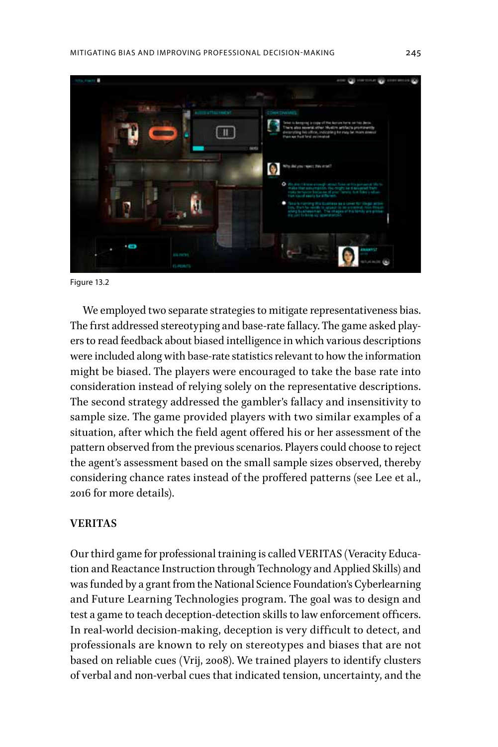Figure 13.2

We employed two separate strategies to mitigate representativeness bias. The first addressed stereotyping and base-rate fallacy. The game asked players to read feedback about biased intelligence in which various descriptions were included along with base-rate statistics relevant to how the information might be biased. The players were encouraged to take the base rate into consideration instead of relying solely on the representative descriptions. The second strategy addressed the gambler's fallacy and insensitivity to sample size. The game provided players with two similar examples of a situation, after which the field agent offered his or her assessment of the pattern observed from the previous scenarios. Players could choose to reject the agent's assessment based on the small sample sizes observed, thereby considering chance rates instead of the proffered patterns (see Lee et al., 2016 for more details).

## VERITAS

Our third game for professional training is called VERITAS (Veracity Education and Reactance Instruction through Technology and Applied Skills) and was funded by a grant from the National Science Foundation's Cyberlearning and Future Learning Technologies program. The goal was to design and test a game to teach deception-detection skills to law enforcement officers. In real-world decision-making, deception is very difficult to detect, and professionals are known to rely on stereotypes and biases that are not based on reliable cues (Vrij, 2008). We trained players to identify clusters of verbal and non-verbal cues that indicated tension, uncertainty, and the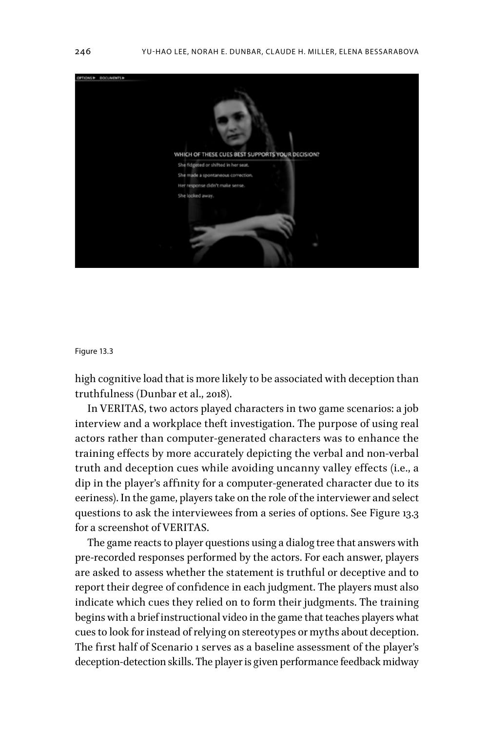Figure 13.3

high cognitive load that is more likely to be associated with deception than truthfulness (Dunbar et al., 2018).

In VERITAS, two actors played characters in two game scenarios: a job interview and a workplace theft investigation. The purpose of using real actors rather than computer-generated characters was to enhance the training effects by more accurately depicting the verbal and non-verbal truth and deception cues while avoiding uncanny valley effects (i.e., a dip in the player's affinity for a computer-generated character due to its eeriness). In the game, players take on the role of the interviewer and select questions to ask the interviewees from a series of options. See Figure 13.3 for a screenshot of VERITAS.

The game reacts to player questions using a dialog tree that answers with pre-recorded responses performed by the actors. For each answer, players are asked to assess whether the statement is truthful or deceptive and to report their degree of confidence in each judgment. The players must also indicate which cues they relied on to form their judgments. The training begins with a brief instructional video in the game that teaches players what cues to look for instead of relying on stereotypes or myths about deception. The first half of Scenario 1 serves as a baseline assessment of the player's deception-detection skills. The player is given performance feedback midway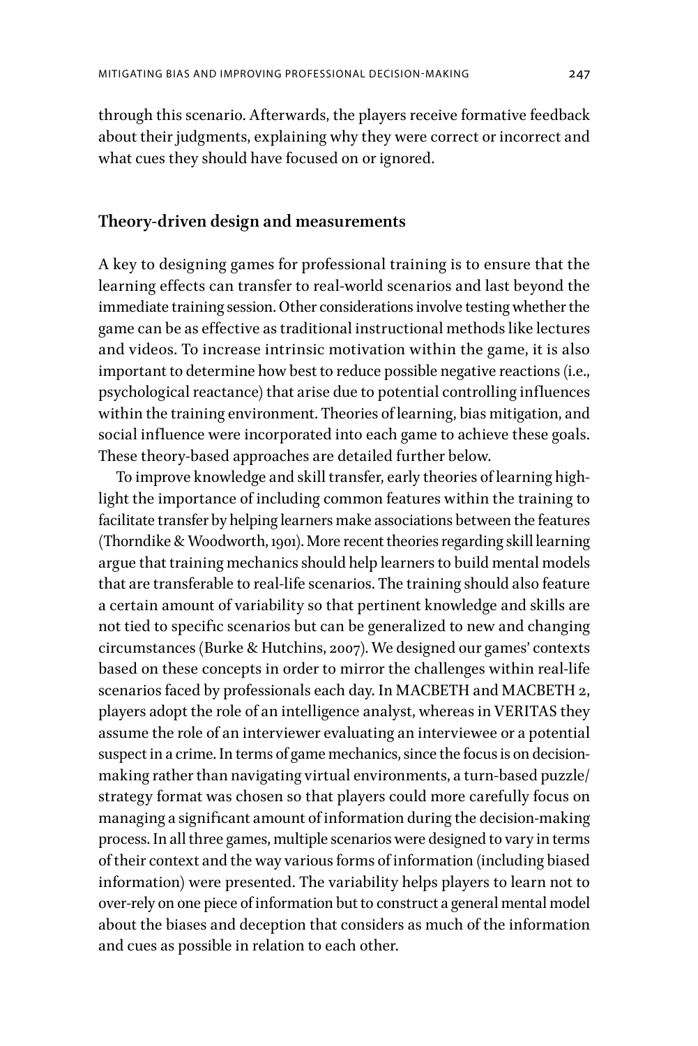through this scenario. Afterwards, the players receive formative feedback about their judgments, explaining why they were correct or incorrect and what cues they should have focused on or ignored.

## Theory-driven design and measurements

A key to designing games for professional training is to ensure that the learning effects can transfer to real-world scenarios and last beyond the immediate training session. Other considerations involve testing whether the game can be as effective as traditional instructional methods like lectures and videos. To increase intrinsic motivation within the game, it is also important to determine how best to reduce possible negative reactions (i.e., psychological reactance) that arise due to potential controlling influences within the training environment. Theories of learning, bias mitigation, and social influence were incorporated into each game to achieve these goals. These theory-based approaches are detailed further below.

To improve knowledge and skill transfer, early theories of learning highlight the importance of including common features within the training to facilitate transfer by helping learners make associations between the features (Thorndike & Woodworth, 1901). More recent theories regarding skill learning argue that training mechanics should help learners to build mental models that are transferable to real-life scenarios. The training should also feature a certain amount of variability so that pertinent knowledge and skills are not tied to specific scenarios but can be generalized to new and changing circumstances (Burke & Hutchins, 2007). We designed our games' contexts based on these concepts in order to mirror the challenges within real-life scenarios faced by professionals each day. In MACBETH and MACBETH 2, players adopt the role of an intelligence analyst, whereas in VERITAS they assume the role of an interviewer evaluating an interviewee or a potential suspect in a crime. In terms of game mechanics, since the focus is on decision-making rather than navigating virtual environments, a turn-based puzzle/strategy format was chosen so that players could more carefully focus on managing a significant amount of information during the decision-making process. In all three games, multiple scenarios were designed to vary in terms of their context and the way various forms of information (including biased information) were presented. The variability helps players to learn not to over-rely on one piece of information but to construct a general mental model about the biases and deception that considers as much of the information and cues as possible in relation to each other.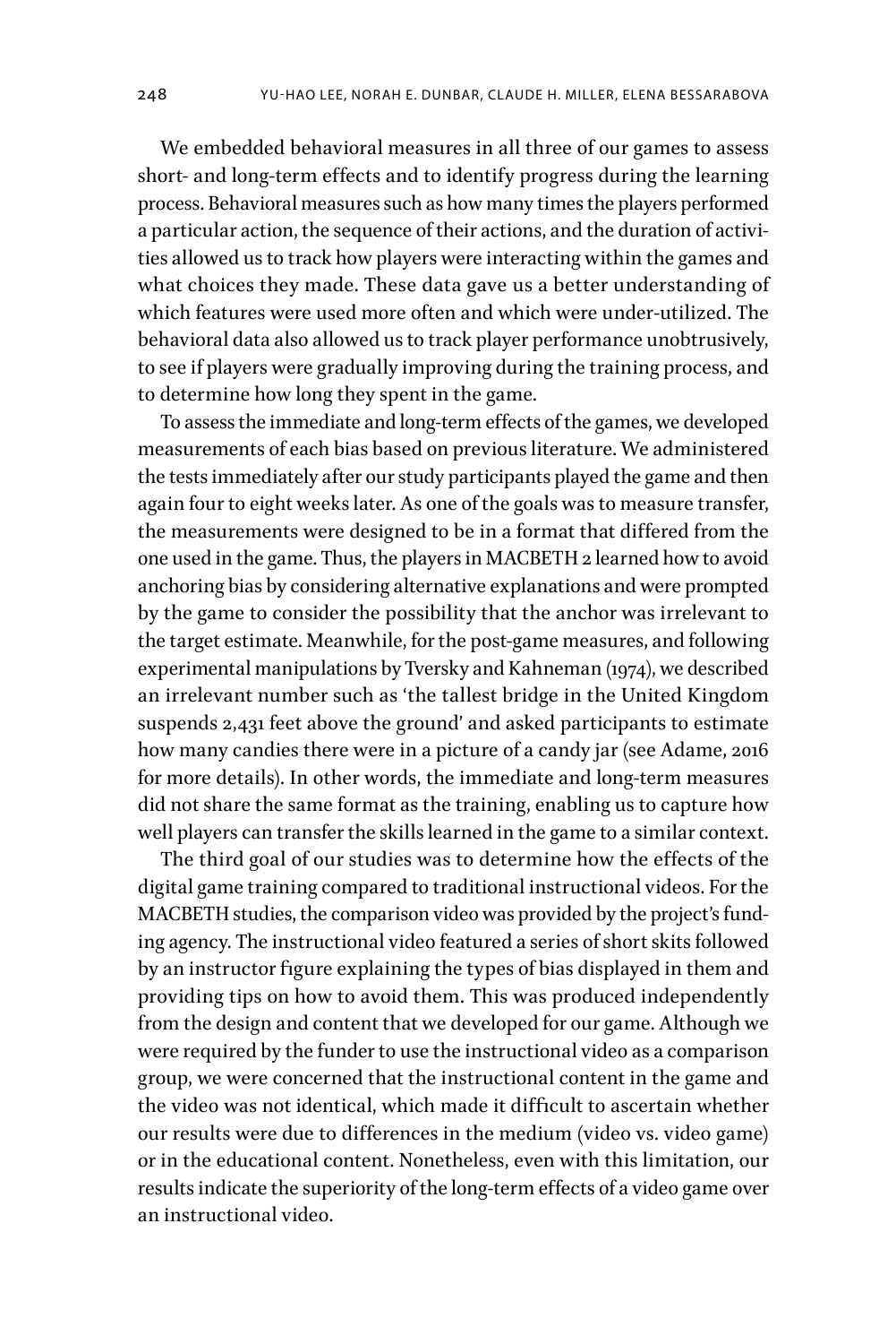We embedded behavioral measures in all three of our games to assess short- and long-term effects and to identify progress during the learning process. Behavioral measures such as how many times the players performed a particular action, the sequence of their actions, and the duration of activities allowed us to track how players were interacting within the games and what choices they made. These data gave us a better understanding of which features were used more often and which were under-utilized. The behavioral data also allowed us to track player performance unobtrusively, to see if players were gradually improving during the training process, and to determine how long they spent in the game.

To assess the immediate and long-term effects of the games, we developed measurements of each bias based on previous literature. We administered the tests immediately after our study participants played the game and then again four to eight weeks later. As one of the goals was to measure transfer, the measurements were designed to be in a format that differed from the one used in the game. Thus, the players in MACBETH 2 learned how to avoid anchoring bias by considering alternative explanations and were prompted by the game to consider the possibility that the anchor was irrelevant to the target estimate. Meanwhile, for the post-game measures, and following experimental manipulations by Tversky and Kahneman (1974), we described an irrelevant number such as 'the tallest bridge in the United Kingdom suspends 2,431 feet above the ground' and asked participants to estimate how many candies there were in a picture of a candy jar (see Adame, 2016 for more details). In other words, the immediate and long-term measures did not share the same format as the training, enabling us to capture how well players can transfer the skills learned in the game to a similar context.

The third goal of our studies was to determine how the effects of the digital game training compared to traditional instructional videos. For the MACBETH studies, the comparison video was provided by the project's funding agency. The instructional video featured a series of short skits followed by an instructor figure explaining the types of bias displayed in them and providing tips on how to avoid them. This was produced independently from the design and content that we developed for our game. Although we were required by the funder to use the instructional video as a comparison group, we were concerned that the instructional content in the game and the video was not identical, which made it difficult to ascertain whether our results were due to differences in the medium (video vs. video game) or in the educational content. Nonetheless, even with this limitation, our results indicate the superiority of the long-term effects of a video game over an instructional video.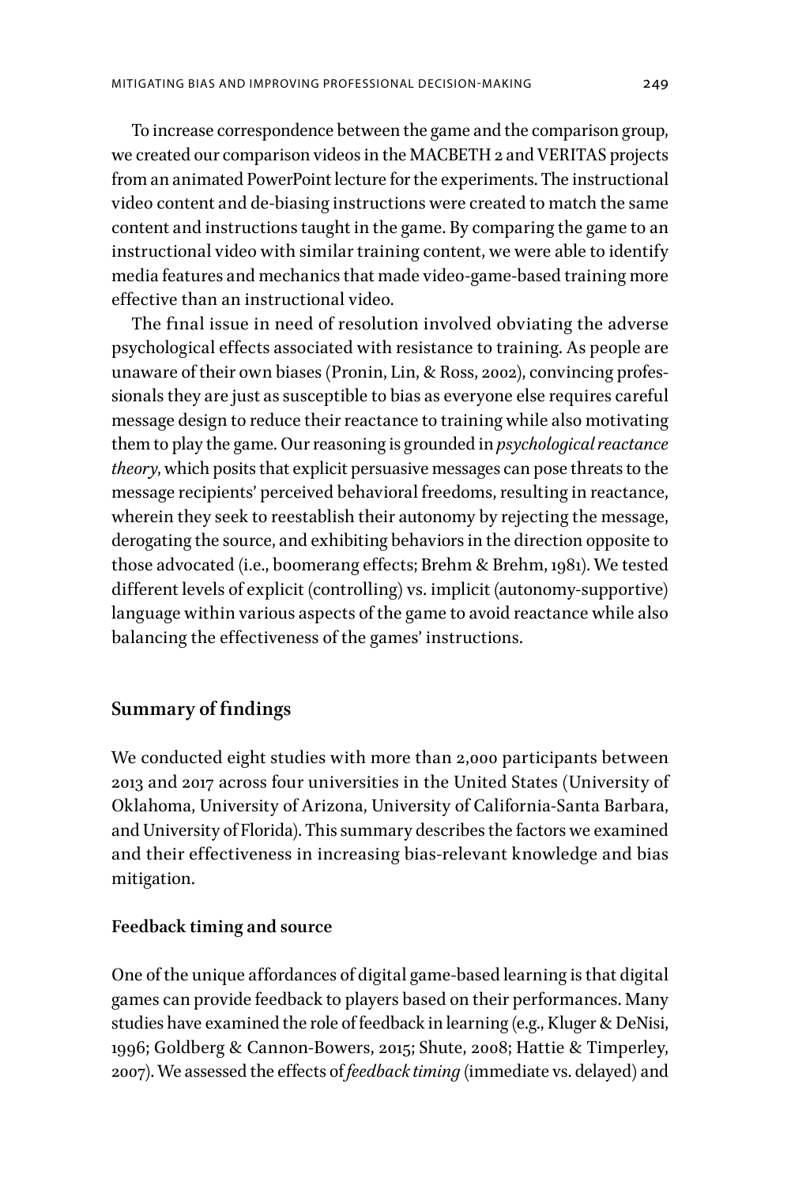To increase correspondence between the game and the comparison group, we created our comparison videos in the MACBETH 2 and VERITAS projects from an animated PowerPoint lecture for the experiments. The instructional video content and de-biasing instructions were created to match the same content and instructions taught in the game. By comparing the game to an instructional video with similar training content, we were able to identify media features and mechanics that made video-game-based training more effective than an instructional video.

The final issue in need of resolution involved obviating the adverse psychological effects associated with resistance to training. As people are unaware of their own biases (Pronin, Lin, & Ross, 2002), convincing professionals they are just as susceptible to bias as everyone else requires careful message design to reduce their reactance to training while also motivating them to play the game. Our reasoning is grounded in *psychological reactance theory*, which posits that explicit persuasive messages can pose threats to the message recipients' perceived behavioral freedoms, resulting in reactance, wherein they seek to reestablish their autonomy by rejecting the message, derogating the source, and exhibiting behaviors in the direction opposite to those advocated (i.e., boomerang effects; Brehm & Brehm, 1981). We tested different levels of explicit (controlling) vs. implicit (autonomy-supportive) language within various aspects of the game to avoid reactance while also balancing the effectiveness of the games' instructions.

## Summary of findings

We conducted eight studies with more than 2,000 participants between 2013 and 2017 across four universities in the United States (University of Oklahoma, University of Arizona, University of California-Santa Barbara, and University of Florida). This summary describes the factors we examined and their effectiveness in increasing bias-relevant knowledge and bias mitigation.

### Feedback timing and source

One of the unique affordances of digital game-based learning is that digital games can provide feedback to players based on their performances. Many studies have examined the role of feedback in learning (e.g., Kluger & DeNisi, 1996; Goldberg & Cannon-Bowers, 2015; Shute, 2008; Hattie & Timperley, 2007). We assessed the effects of *feedback timing* (immediate vs. delayed) and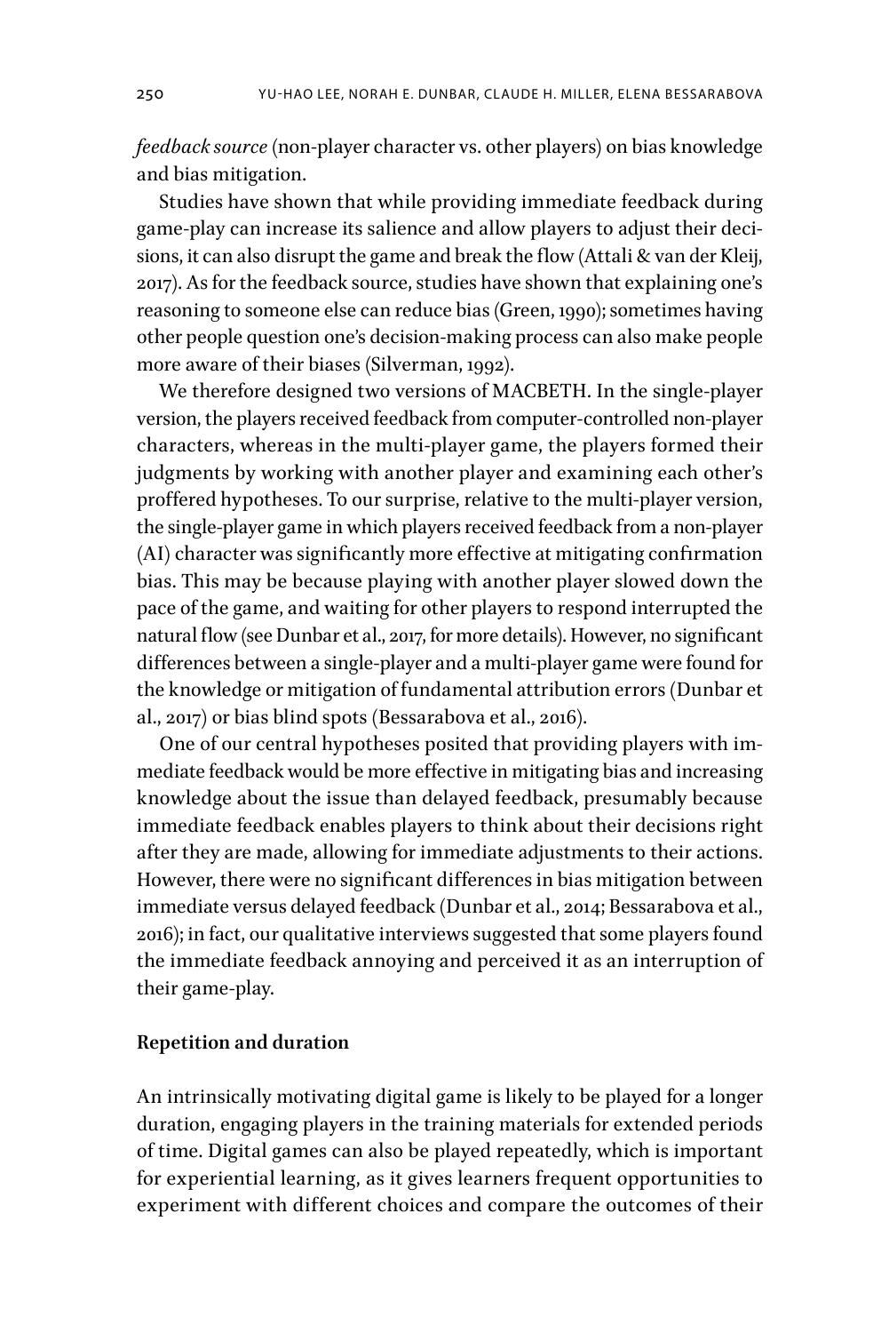*feedback source* (non-player character vs. other players) on bias knowledge and bias mitigation.

Studies have shown that while providing immediate feedback during game-play can increase its salience and allow players to adjust their decisions, it can also disrupt the game and break the flow (Attali & van der Kleij, 2017). As for the feedback source, studies have shown that explaining one's reasoning to someone else can reduce bias (Green, 1990); sometimes having other people question one's decision-making process can also make people more aware of their biases (Silverman, 1992).

We therefore designed two versions of MACBETH. In the single-player version, the players received feedback from computer-controlled non-player characters, whereas in the multi-player game, the players formed their judgments by working with another player and examining each other's proffered hypotheses. To our surprise, relative to the multi-player version, the single-player game in which players received feedback from a non-player (AI) character was significantly more effective at mitigating confirmation bias. This may be because playing with another player slowed down the pace of the game, and waiting for other players to respond interrupted the natural flow (see Dunbar et al., 2017, for more details). However, no significant differences between a single-player and a multi-player game were found for the knowledge or mitigation of fundamental attribution errors (Dunbar et al., 2017) or bias blind spots (Bessarabova et al., 2016).

One of our central hypotheses posited that providing players with immediate feedback would be more effective in mitigating bias and increasing knowledge about the issue than delayed feedback, presumably because immediate feedback enables players to think about their decisions right after they are made, allowing for immediate adjustments to their actions. However, there were no significant differences in bias mitigation between immediate versus delayed feedback (Dunbar et al., 2014; Bessarabova et al., 2016); in fact, our qualitative interviews suggested that some players found the immediate feedback annoying and perceived it as an interruption of their game-play.

### Repetition and duration

An intrinsically motivating digital game is likely to be played for a longer duration, engaging players in the training materials for extended periods of time. Digital games can also be played repeatedly, which is important for experiential learning, as it gives learners frequent opportunities to experiment with different choices and compare the outcomes of their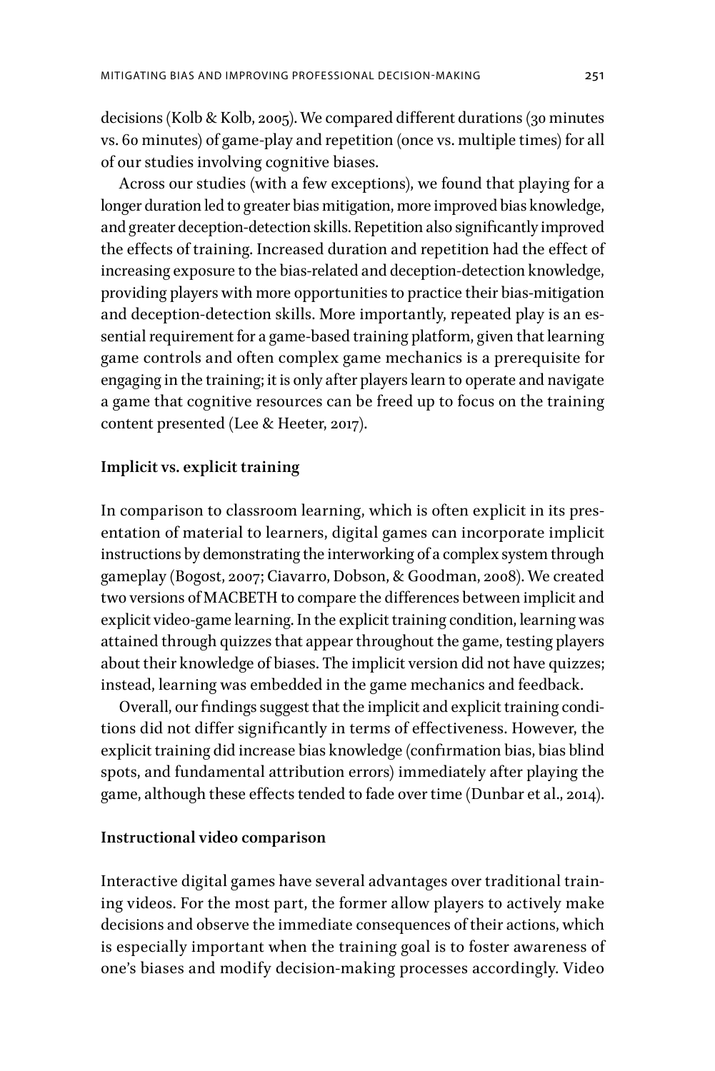decisions (Kolb & Kolb, 2005). We compared different durations (30 minutes vs. 60 minutes) of game-play and repetition (once vs. multiple times) for all of our studies involving cognitive biases.

Across our studies (with a few exceptions), we found that playing for a longer duration led to greater bias mitigation, more improved bias knowledge, and greater deception-detection skills. Repetition also significantly improved the effects of training. Increased duration and repetition had the effect of increasing exposure to the bias-related and deception-detection knowledge, providing players with more opportunities to practice their bias-mitigation and deception-detection skills. More importantly, repeated play is an essential requirement for a game-based training platform, given that learning game controls and often complex game mechanics is a prerequisite for engaging in the training; it is only after players learn to operate and navigate a game that cognitive resources can be freed up to focus on the training content presented (Lee & Heeter, 2017).

**Implicit vs. explicit training**

In comparison to classroom learning, which is often explicit in its presentation of material to learners, digital games can incorporate implicit instructions by demonstrating the interworking of a complex system through gameplay (Bogost, 2007; Ciavarro, Dobson, & Goodman, 2008). We created two versions of MACBETH to compare the differences between implicit and explicit video-game learning. In the explicit training condition, learning was attained through quizzes that appear throughout the game, testing players about their knowledge of biases. The implicit version did not have quizzes; instead, learning was embedded in the game mechanics and feedback.

Overall, our findings suggest that the implicit and explicit training conditions did not differ significantly in terms of effectiveness. However, the explicit training did increase bias knowledge (confirmation bias, bias blind spots, and fundamental attribution errors) immediately after playing the game, although these effects tended to fade over time (Dunbar et al., 2014).

**Instructional video comparison**

Interactive digital games have several advantages over traditional training videos. For the most part, the former allow players to actively make decisions and observe the immediate consequences of their actions, which is especially important when the training goal is to foster awareness of one's biases and modify decision-making processes accordingly. Video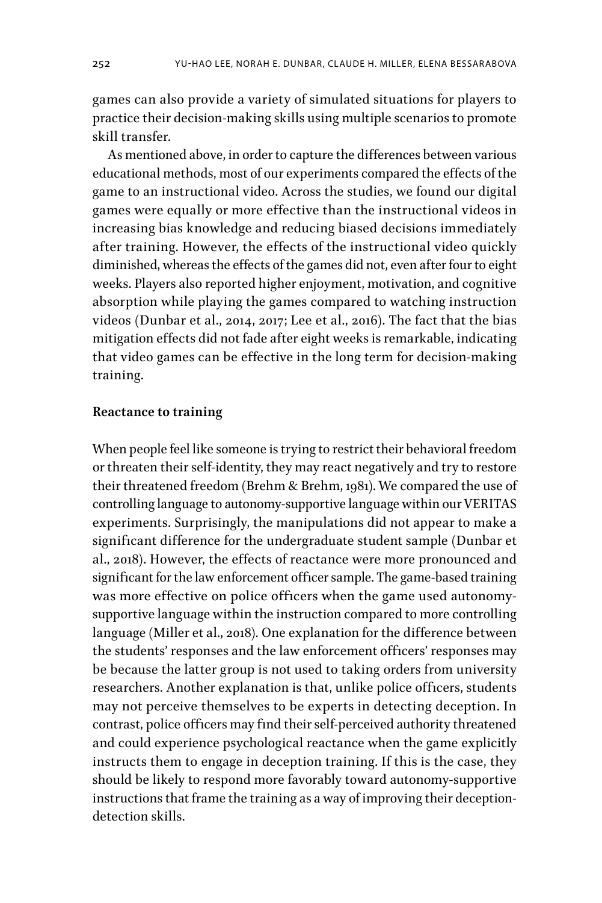games can also provide a variety of simulated situations for players to practice their decision-making skills using multiple scenarios to promote skill transfer.

As mentioned above, in order to capture the differences between various educational methods, most of our experiments compared the effects of the game to an instructional video. Across the studies, we found our digital games were equally or more effective than the instructional videos in increasing bias knowledge and reducing biased decisions immediately after training. However, the effects of the instructional video quickly diminished, whereas the effects of the games did not, even after four to eight weeks. Players also reported higher enjoyment, motivation, and cognitive absorption while playing the games compared to watching instruction videos (Dunbar et al., 2014, 2017; Lee et al., 2016). The fact that the bias mitigation effects did not fade after eight weeks is remarkable, indicating that video games can be effective in the long term for decision-making training.

### Reactance to training

When people feel like someone is trying to restrict their behavioral freedom or threaten their self-identity, they may react negatively and try to restore their threatened freedom (Brehm & Brehm, 1981). We compared the use of controlling language to autonomy-supportive language within our VERITAS experiments. Surprisingly, the manipulations did not appear to make a significant difference for the undergraduate student sample (Dunbar et al., 2018). However, the effects of reactance were more pronounced and significant for the law enforcement officer sample. The game-based training was more effective on police officers when the game used autonomy-supportive language within the instruction compared to more controlling language (Miller et al., 2018). One explanation for the difference between the students' responses and the law enforcement officers' responses may be because the latter group is not used to taking orders from university researchers. Another explanation is that, unlike police officers, students may not perceive themselves to be experts in detecting deception. In contrast, police officers may find their self-perceived authority threatened and could experience psychological reactance when the game explicitly instructs them to engage in deception training. If this is the case, they should be likely to respond more favorably toward autonomy-supportive instructions that frame the training as a way of improving their deception-detection skills.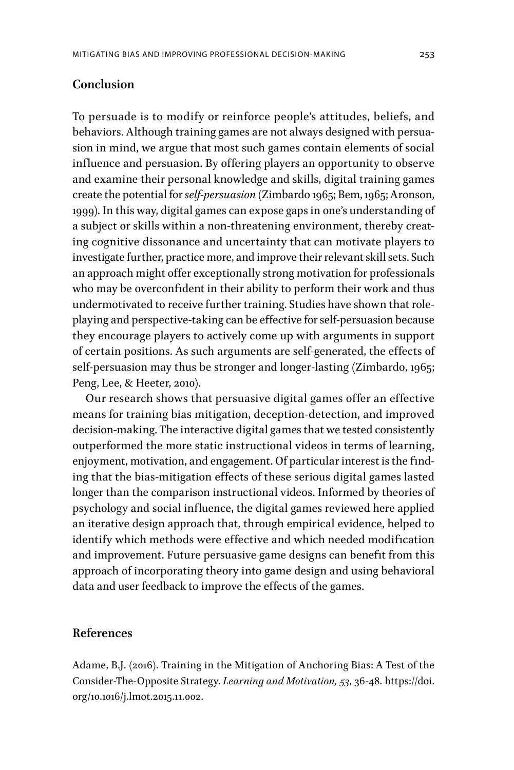## Conclusion

To persuade is to modify or reinforce people's attitudes, beliefs, and behaviors. Although training games are not always designed with persuasion in mind, we argue that most such games contain elements of social influence and persuasion. By offering players an opportunity to observe and examine their personal knowledge and skills, digital training games create the potential for *self-persuasion* (Zimbardo 1965; Bem, 1965; Aronson, 1999). In this way, digital games can expose gaps in one's understanding of a subject or skills within a non-threatening environment, thereby creating cognitive dissonance and uncertainty that can motivate players to investigate further, practice more, and improve their relevant skill sets. Such an approach might offer exceptionally strong motivation for professionals who may be overconfident in their ability to perform their work and thus undermotivated to receive further training. Studies have shown that role-playing and perspective-taking can be effective for self-persuasion because they encourage players to actively come up with arguments in support of certain positions. As such arguments are self-generated, the effects of self-persuasion may thus be stronger and longer-lasting (Zimbardo, 1965; Peng, Lee, & Heeter, 2010).

Our research shows that persuasive digital games offer an effective means for training bias mitigation, deception-detection, and improved decision-making. The interactive digital games that we tested consistently outperformed the more static instructional videos in terms of learning, enjoyment, motivation, and engagement. Of particular interest is the finding that the bias-mitigation effects of these serious digital games lasted longer than the comparison instructional videos. Informed by theories of psychology and social influence, the digital games reviewed here applied an iterative design approach that, through empirical evidence, helped to identify which methods were effective and which needed modification and improvement. Future persuasive game designs can benefit from this approach of incorporating theory into game design and using behavioral data and user feedback to improve the effects of the games.

## References

Adame, B.J. (2016). Training in the Mitigation of Anchoring Bias: A Test of the Consider-The-Opposite Strategy. *Learning and Motivation, 53*, 36-48. https://doi.org/10.1016/j.lmot.2015.11.002.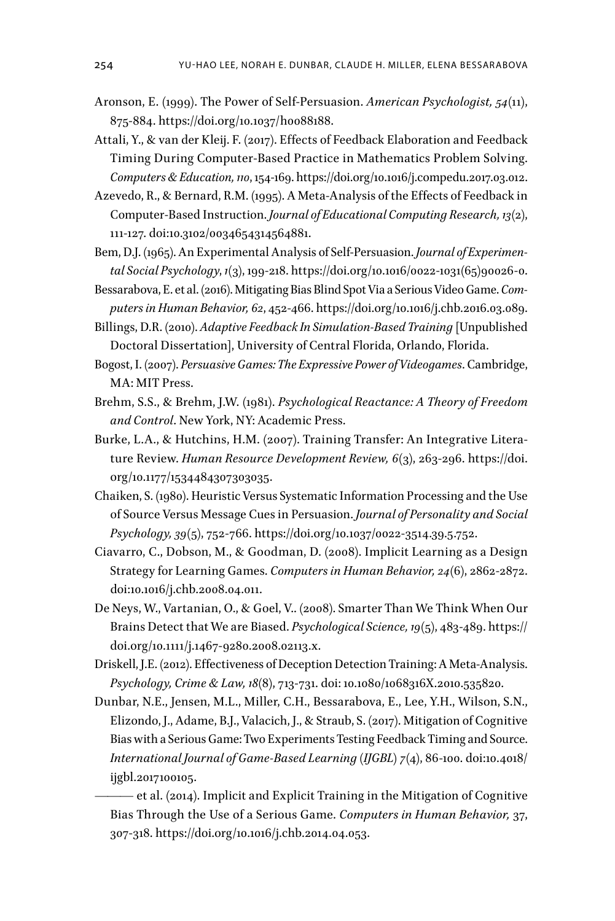Aronson, E. (1999). The Power of Self-Persuasion. *American Psychologist, 54*(11), 875-884. https://doi.org/10.1037/h0088188.

Attali, Y., & van der Kleij. F. (2017). Effects of Feedback Elaboration and Feedback Timing During Computer-Based Practice in Mathematics Problem Solving. *Computers & Education, 110*, 154-169. https://doi.org/10.1016/j.compedu.2017.03.012.

Azevedo, R., & Bernard, R.M. (1995). A Meta-Analysis of the Effects of Feedback in Computer-Based Instruction. *Journal of Educational Computing Research, 13*(2), 111-127. doi:10.3102/0034654314564881.

Bem, D.J. (1965). An Experimental Analysis of Self-Persuasion. *Journal of Experimental Social Psychology*, *1*(3), 199-218. https://doi.org/10.1016/0022-1031(65)90026-0.

Bessarabova, E. et al. (2016). Mitigating Bias Blind Spot Via a Serious Video Game. *Computers in Human Behavior, 62*, 452-466. https://doi.org/10.1016/j.chb.2016.03.089.

Billings, D.R. (2010). *Adaptive Feedback In Simulation-Based Training* [Unpublished Doctoral Dissertation], University of Central Florida, Orlando, Florida.

Bogost, I. (2007). *Persuasive Games: The Expressive Power of Videogames*. Cambridge, MA: MIT Press.

Brehm, S.S., & Brehm, J.W. (1981). *Psychological Reactance: A Theory of Freedom and Control*. New York, NY: Academic Press.

Burke, L.A., & Hutchins, H.M. (2007). Training Transfer: An Integrative Literature Review. *Human Resource Development Review, 6*(3), 263-296. https://doi.org/10.1177/1534484307303035.

Chaiken, S. (1980). Heuristic Versus Systematic Information Processing and the Use of Source Versus Message Cues in Persuasion. *Journal of Personality and Social Psychology, 39*(5), 752-766. https://doi.org/10.1037/0022-3514.39.5.752.

Ciavarro, C., Dobson, M., & Goodman, D. (2008). Implicit Learning as a Design Strategy for Learning Games. *Computers in Human Behavior, 24*(6), 2862-2872. doi:10.1016/j.chb.2008.04.011.

De Neys, W., Vartanian, O., & Goel, V.. (2008). Smarter Than We Think When Our Brains Detect that We are Biased. *Psychological Science, 19*(5), 483-489. https://doi.org/10.1111/j.1467-9280.2008.02113.x.

Driskell, J.E. (2012). Effectiveness of Deception Detection Training: A Meta-Analysis. *Psychology, Crime & Law, 18*(8), 713-731. doi: 10.1080/1068316X.2010.535820.

Dunbar, N.E., Jensen, M.L., Miller, C.H., Bessarabova, E., Lee, Y.H., Wilson, S.N., Elizondo, J., Adame, B.J., Valacich, J., & Straub, S. (2017). Mitigation of Cognitive Bias with a Serious Game: Two Experiments Testing Feedback Timing and Source. *International Journal of Game-Based Learning (IJGBL) 7*(4), 86-100. doi:10.4018/ijgbl.2017100105.

——— et al. (2014). Implicit and Explicit Training in the Mitigation of Cognitive Bias Through the Use of a Serious Game. *Computers in Human Behavior,* 37, 307-318. https://doi.org/10.1016/j.chb.2014.04.053.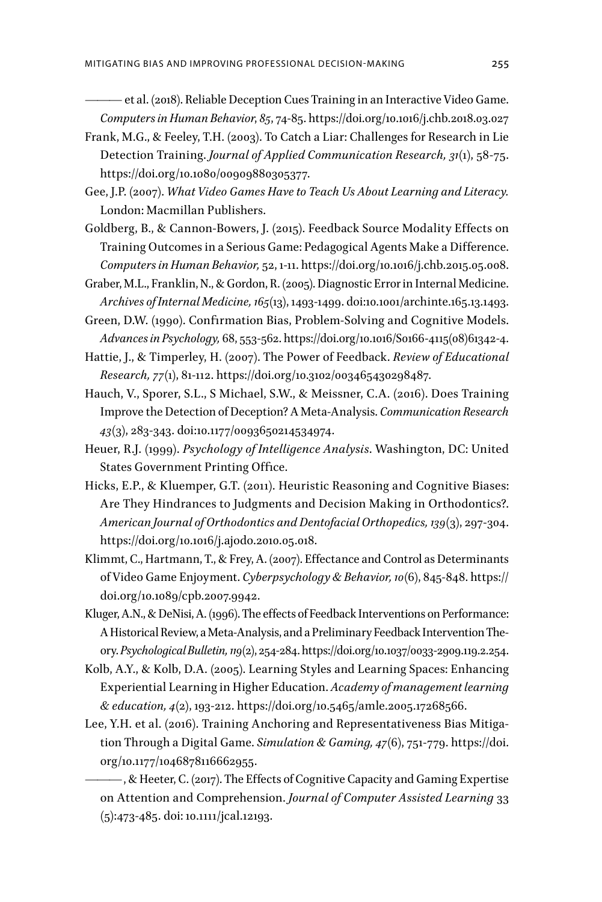——— et al. (2018). Reliable Deception Cues Training in an Interactive Video Game. *Computers in Human Behavior*, *85*, 74-85. https://doi.org/10.1016/j.chb.2018.03.027

Frank, M.G., & Feeley, T.H. (2003). To Catch a Liar: Challenges for Research in Lie Detection Training. *Journal of Applied Communication Research, 31*(1), 58-75. https://doi.org/10.1080/00909880305377.

Gee, J.P. (2007). *What Video Games Have to Teach Us About Learning and Literacy.* London: Macmillan Publishers.

Goldberg, B., & Cannon-Bowers, J. (2015). Feedback Source Modality Effects on Training Outcomes in a Serious Game: Pedagogical Agents Make a Difference. *Computers in Human Behavior,* 52, 1-11. https://doi.org/10.1016/j.chb.2015.05.008.

Graber, M.L., Franklin, N., & Gordon, R. (2005). Diagnostic Error in Internal Medicine. *Archives of Internal Medicine, 165*(13), 1493-1499. doi:10.1001/archinte.165.13.1493.

Green, D.W. (1990). Confirmation Bias, Problem-Solving and Cognitive Models. *Advances in Psychology,* 68, 553-562. https://doi.org/10.1016/S0166-4115(08)61342-4.

Hattie, J., & Timperley, H. (2007). The Power of Feedback. *Review of Educational Research, 77*(1), 81-112. https://doi.org/10.3102/003465430298487.

Hauch, V., Sporer, S.L., S Michael, S.W., & Meissner, C.A. (2016). Does Training Improve the Detection of Deception? A Meta-Analysis. *Communication Research 43*(3), 283-343. doi:10.1177/0093650214534974.

Heuer, R.J. (1999). *Psychology of Intelligence Analysis*. Washington, DC: United States Government Printing Office.

Hicks, E.P., & Kluemper, G.T. (2011). Heuristic Reasoning and Cognitive Biases: Are They Hindrances to Judgments and Decision Making in Orthodontics?. *American Journal of Orthodontics and Dentofacial Orthopedics, 139*(3), 297-304. https://doi.org/10.1016/j.ajodo.2010.05.018.

Klimmt, C., Hartmann, T., & Frey, A. (2007). Effectance and Control as Determinants of Video Game Enjoyment. *Cyberpsychology & Behavior, 10*(6), 845-848. https://doi.org/10.1089/cpb.2007.9942.

Kluger, A.N., & DeNisi, A. (1996). The effects of Feedback Interventions on Performance: A Historical Review, a Meta-Analysis, and a Preliminary Feedback Intervention Theory. *Psychological Bulletin, 119*(2), 254-284. https://doi.org/10.1037/0033-2909.119.2.254.

Kolb, A.Y., & Kolb, D.A. (2005). Learning Styles and Learning Spaces: Enhancing Experiential Learning in Higher Education. *Academy of management learning & education, 4*(2), 193-212. https://doi.org/10.5465/amle.2005.17268566.

Lee, Y.H. et al. (2016). Training Anchoring and Representativeness Bias Mitigation Through a Digital Game. *Simulation & Gaming, 47*(6), 751-779. https://doi.org/10.1177/1046878116662955.

———, & Heeter, C. (2017). The Effects of Cognitive Capacity and Gaming Expertise on Attention and Comprehension. *Journal of Computer Assisted Learning* 33 (5):473-485. doi: 10.1111/jcal.12193.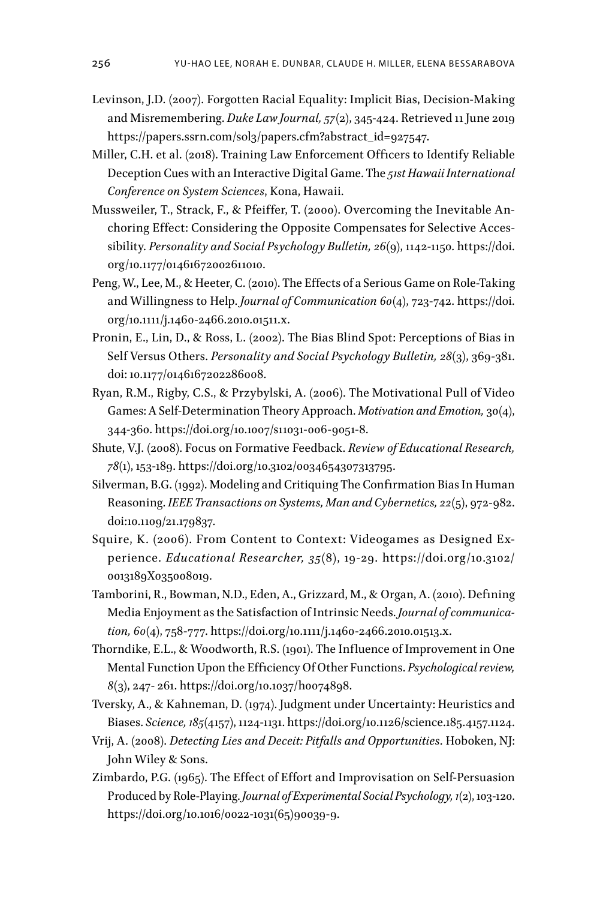Levinson, J.D. (2007). Forgotten Racial Equality: Implicit Bias, Decision-Making and Misremembering. *Duke Law Journal, 57*(2), 345-424. Retrieved 11 June 2019 https://papers.ssrn.com/sol3/papers.cfm?abstract_id=927547.

Miller, C.H. et al. (2018). Training Law Enforcement Officers to Identify Reliable Deception Cues with an Interactive Digital Game. The *51st Hawaii International Conference on System Sciences*, Kona, Hawaii.

Mussweiler, T., Strack, F., & Pfeiffer, T. (2000). Overcoming the Inevitable Anchoring Effect: Considering the Opposite Compensates for Selective Accessibility. *Personality and Social Psychology Bulletin, 26*(9), 1142-1150. https://doi.org/10.1177/01461672002611010.

Peng, W., Lee, M., & Heeter, C. (2010). The Effects of a Serious Game on Role-Taking and Willingness to Help. *Journal of Communication 60*(4), 723-742. https://doi.org/10.1111/j.1460-2466.2010.01511.x.

Pronin, E., Lin, D., & Ross, L. (2002). The Bias Blind Spot: Perceptions of Bias in Self Versus Others. *Personality and Social Psychology Bulletin, 28*(3), 369-381. doi: 10.1177/0146167202286008.

Ryan, R.M., Rigby, C.S., & Przybylski, A. (2006). The Motivational Pull of Video Games: A Self-Determination Theory Approach. *Motivation and Emotion,* 30(4), 344-360. https://doi.org/10.1007/s11031-006-9051-8.

Shute, V.J. (2008). Focus on Formative Feedback. *Review of Educational Research, 78*(1), 153-189. https://doi.org/10.3102/0034654307313795.

Silverman, B.G. (1992). Modeling and Critiquing The Confirmation Bias In Human Reasoning. *IEEE Transactions on Systems, Man and Cybernetics, 22*(5), 972-982. doi:10.1109/21.179837.

Squire, K. (2006). From Content to Context: Videogames as Designed Experience. *Educational Researcher, 35*(8), 19-29. https://doi.org/10.3102/0013189X035008019.

Tamborini, R., Bowman, N.D., Eden, A., Grizzard, M., & Organ, A. (2010). Defining Media Enjoyment as the Satisfaction of Intrinsic Needs. *Journal of communication, 60*(4), 758-777. https://doi.org/10.1111/j.1460-2466.2010.01513.x.

Thorndike, E.L., & Woodworth, R.S. (1901). The Influence of Improvement in One Mental Function Upon the Efficiency Of Other Functions. *Psychological review, 8*(3), 247- 261. https://doi.org/10.1037/h0074898.

Tversky, A., & Kahneman, D. (1974). Judgment under Uncertainty: Heuristics and Biases. *Science, 185*(4157), 1124-1131. https://doi.org/10.1126/science.185.4157.1124.

Vrij, A. (2008). *Detecting Lies and Deceit: Pitfalls and Opportunities*. Hoboken, NJ: John Wiley & Sons.

Zimbardo, P.G. (1965). The Effect of Effort and Improvisation on Self-Persuasion Produced by Role-Playing. *Journal of Experimental Social Psychology, 1*(2), 103-120. https://doi.org/10.1016/0022-1031(65)90039-9.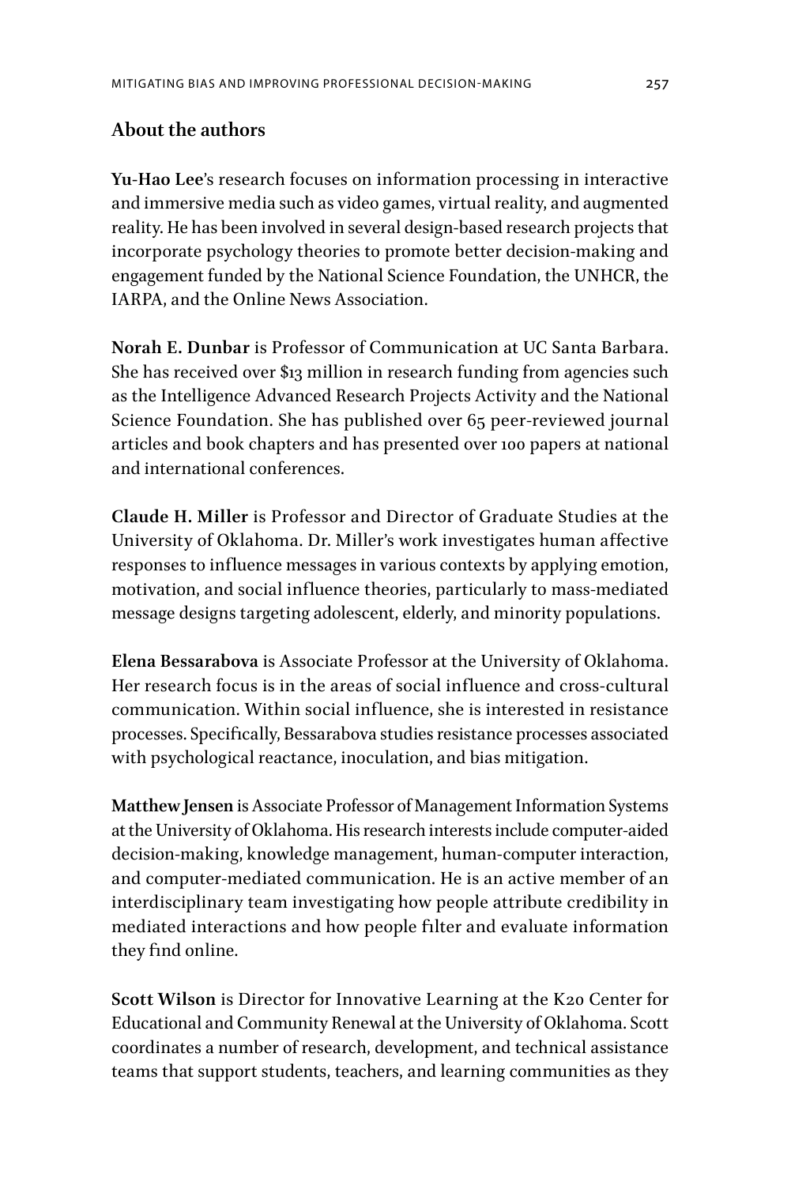## About the authors

**Yu-Hao Lee**'s research focuses on information processing in interactive and immersive media such as video games, virtual reality, and augmented reality. He has been involved in several design-based research projects that incorporate psychology theories to promote better decision-making and engagement funded by the National Science Foundation, the UNHCR, the IARPA, and the Online News Association.

**Norah E. Dunbar** is Professor of Communication at UC Santa Barbara. She has received over $13 million in research funding from agencies such as the Intelligence Advanced Research Projects Activity and the National Science Foundation. She has published over 65 peer-reviewed journal articles and book chapters and has presented over 100 papers at national and international conferences.

**Claude H. Miller** is Professor and Director of Graduate Studies at the University of Oklahoma. Dr. Miller's work investigates human affective responses to influence messages in various contexts by applying emotion, motivation, and social influence theories, particularly to mass-mediated message designs targeting adolescent, elderly, and minority populations.

**Elena Bessarabova** is Associate Professor at the University of Oklahoma. Her research focus is in the areas of social influence and cross-cultural communication. Within social influence, she is interested in resistance processes. Specifically, Bessarabova studies resistance processes associated with psychological reactance, inoculation, and bias mitigation.

**Matthew Jensen** is Associate Professor of Management Information Systems at the University of Oklahoma. His research interests include computer-aided decision-making, knowledge management, human-computer interaction, and computer-mediated communication. He is an active member of an interdisciplinary team investigating how people attribute credibility in mediated interactions and how people filter and evaluate information they find online.

**Scott Wilson** is Director for Innovative Learning at the K20 Center for Educational and Community Renewal at the University of Oklahoma. Scott coordinates a number of research, development, and technical assistance teams that support students, teachers, and learning communities as they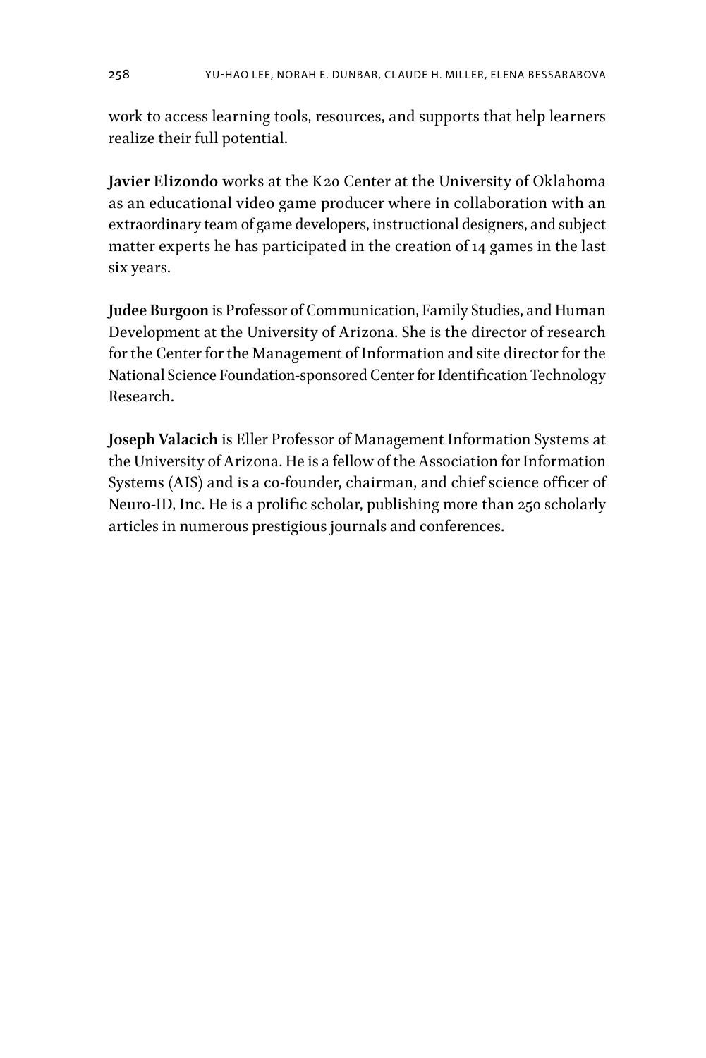work to access learning tools, resources, and supports that help learners realize their full potential.

**Javier Elizondo** works at the K20 Center at the University of Oklahoma as an educational video game producer where in collaboration with an extraordinary team of game developers, instructional designers, and subject matter experts he has participated in the creation of 14 games in the last six years.

**Judee Burgoon** is Professor of Communication, Family Studies, and Human Development at the University of Arizona. She is the director of research for the Center for the Management of Information and site director for the National Science Foundation-sponsored Center for Identification Technology Research.

**Joseph Valacich** is Eller Professor of Management Information Systems at the University of Arizona. He is a fellow of the Association for Information Systems (AIS) and is a co-founder, chairman, and chief science officer of Neuro-ID, Inc. He is a prolific scholar, publishing more than 250 scholarly articles in numerous prestigious journals and conferences.